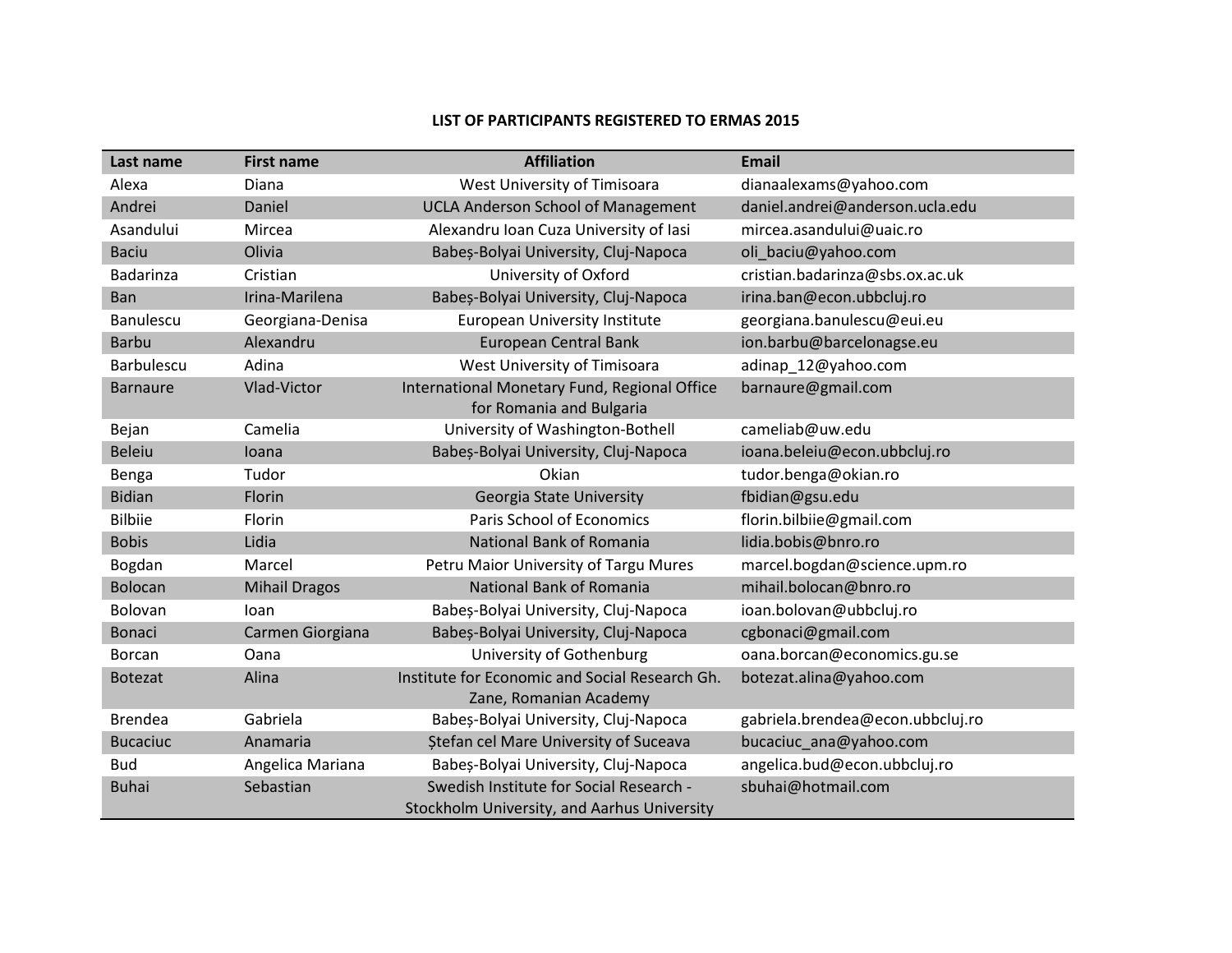# LIST OF PARTICIPANTS REGISTERED TO ERMAS 2015

| Last name | First name | Affiliation | Email |
|---|---|---|---|
| Alexa | Diana | West University of Timisoara | dianaalexams@yahoo.com |
| Andrei | Daniel | UCLA Anderson School of Management | daniel.andrei@anderson.ucla.edu |
| Asandului | Mircea | Alexandru Ioan Cuza University of Iasi | mircea.asandului@uaic.ro |
| Baciu | Olivia | Babeș-Bolyai University, Cluj-Napoca | oli_baciu@yahoo.com |
| Badarinza | Cristian | University of Oxford | cristian.badarinza@sbs.ox.ac.uk |
| Ban | Irina-Marilena | Babeș-Bolyai University, Cluj-Napoca | irina.ban@econ.ubbcluj.ro |
| Banulescu | Georgiana-Denisa | European University Institute | georgiana.banulescu@eui.eu |
| Barbu | Alexandru | European Central Bank | ion.barbu@barcelonagse.eu |
| Barbulescu | Adina | West University of Timisoara | adinap_12@yahoo.com |
| Barnaure | Vlad-Victor | International Monetary Fund, Regional Office for Romania and Bulgaria | barnaure@gmail.com |
| Bejan | Camelia | University of Washington-Bothell | cameliab@uw.edu |
| Beleiu | Ioana | Babeș-Bolyai University, Cluj-Napoca | ioana.beleiu@econ.ubbcluj.ro |
| Benga | Tudor | Okian | tudor.benga@okian.ro |
| Bidian | Florin | Georgia State University | fbidian@gsu.edu |
| Bilbiie | Florin | Paris School of Economics | florin.bilbiie@gmail.com |
| Bobis | Lidia | National Bank of Romania | lidia.bobis@bnro.ro |
| Bogdan | Marcel | Petru Maior University of Targu Mures | marcel.bogdan@science.upm.ro |
| Bolocan | Mihail Dragos | National Bank of Romania | mihail.bolocan@bnro.ro |
| Bolovan | Ioan | Babeș-Bolyai University, Cluj-Napoca | ioan.bolovan@ubbcluj.ro |
| Bonaci | Carmen Giorgiana | Babeș-Bolyai University, Cluj-Napoca | cgbonaci@gmail.com |
| Borcan | Oana | University of Gothenburg | oana.borcan@economics.gu.se |
| Botezat | Alina | Institute for Economic and Social Research Gh. Zane, Romanian Academy | botezat.alina@yahoo.com |
| Brendea | Gabriela | Babeș-Bolyai University, Cluj-Napoca | gabriela.brendea@econ.ubbcluj.ro |
| Bucaciuc | Anamaria | Ștefan cel Mare University of Suceava | bucaciuc_ana@yahoo.com |
| Bud | Angelica Mariana | Babeș-Bolyai University, Cluj-Napoca | angelica.bud@econ.ubbcluj.ro |
| Buhai | Sebastian | Swedish Institute for Social Research - Stockholm University, and Aarhus University | sbuhai@hotmail.com |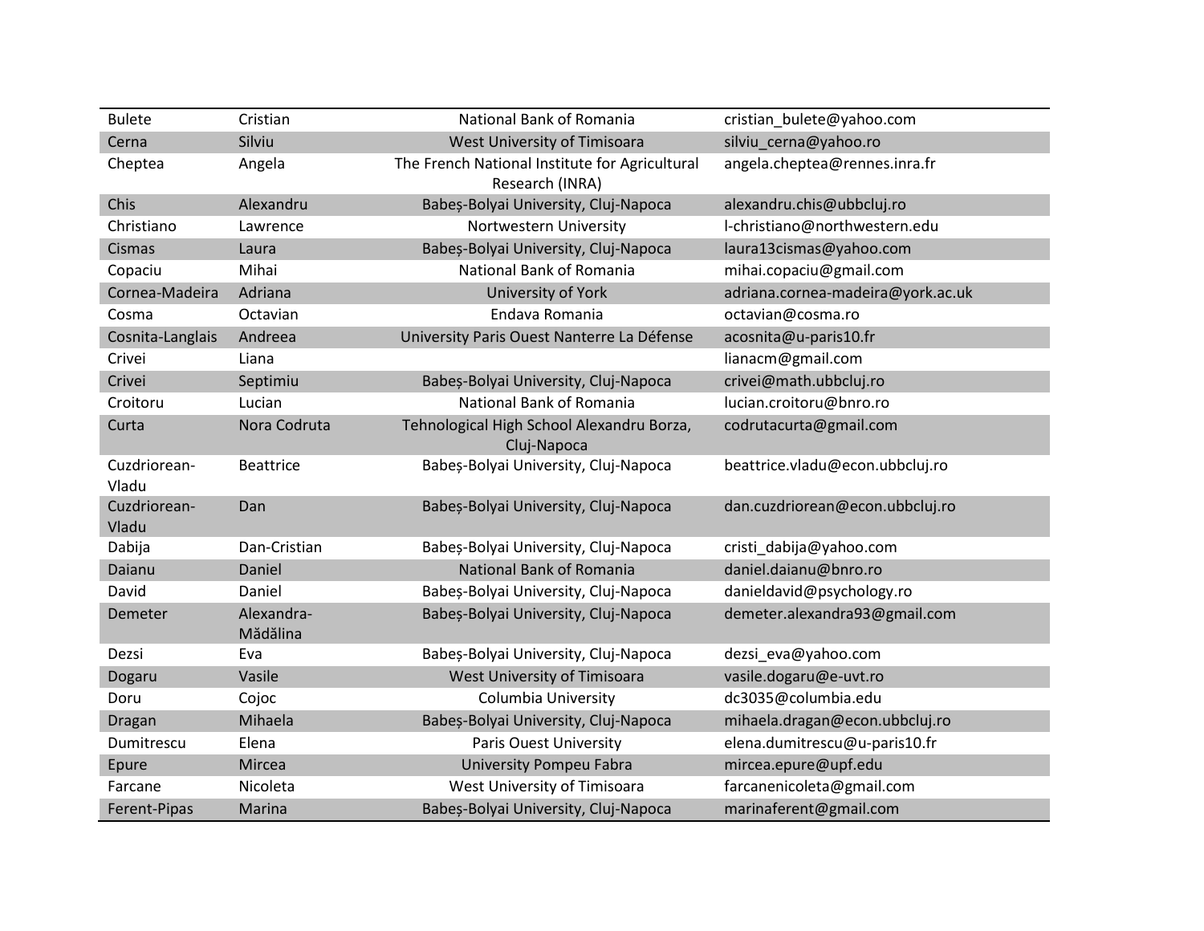| | | | |
|---|---|---|---|
| Bulete | Cristian | National Bank of Romania | cristian_bulete@yahoo.com |
| Cerna | Silviu | West University of Timisoara | silviu_cerna@yahoo.ro |
| Cheptea | Angela | The French National Institute for Agricultural Research (INRA) | angela.cheptea@rennes.inra.fr |
| Chis | Alexandru | Babeș-Bolyai University, Cluj-Napoca | alexandru.chis@ubbcluj.ro |
| Christiano | Lawrence | Nortwestern University | l-christiano@northwestern.edu |
| Cismas | Laura | Babeș-Bolyai University, Cluj-Napoca | laura13cismas@yahoo.com |
| Copaciu | Mihai | National Bank of Romania | mihai.copaciu@gmail.com |
| Cornea-Madeira | Adriana | University of York | adriana.cornea-madeira@york.ac.uk |
| Cosma | Octavian | Endava Romania | octavian@cosma.ro |
| Cosnita-Langlais | Andreea | University Paris Ouest Nanterre La Défense | acosnita@u-paris10.fr |
| Crivei | Liana | | lianacm@gmail.com |
| Crivei | Septimiu | Babeș-Bolyai University, Cluj-Napoca | crivei@math.ubbcluj.ro |
| Croitoru | Lucian | National Bank of Romania | lucian.croitoru@bnro.ro |
| Curta | Nora Codruta | Tehnological High School Alexandru Borza, Cluj-Napoca | codrutacurta@gmail.com |
| Cuzdriorean-Vladu | Beattrice | Babeș-Bolyai University, Cluj-Napoca | beattrice.vladu@econ.ubbcluj.ro |
| Cuzdriorean-Vladu | Dan | Babeș-Bolyai University, Cluj-Napoca | dan.cuzdriorean@econ.ubbcluj.ro |
| Dabija | Dan-Cristian | Babeș-Bolyai University, Cluj-Napoca | cristi_dabija@yahoo.com |
| Daianu | Daniel | National Bank of Romania | daniel.daianu@bnro.ro |
| David | Daniel | Babeș-Bolyai University, Cluj-Napoca | danieldavid@psychology.ro |
| Demeter | Alexandra-Mădălina | Babeș-Bolyai University, Cluj-Napoca | demeter.alexandra93@gmail.com |
| Dezsi | Eva | Babeș-Bolyai University, Cluj-Napoca | dezsi_eva@yahoo.com |
| Dogaru | Vasile | West University of Timisoara | vasile.dogaru@e-uvt.ro |
| Doru | Cojoc | Columbia University | dc3035@columbia.edu |
| Dragan | Mihaela | Babeș-Bolyai University, Cluj-Napoca | mihaela.dragan@econ.ubbcluj.ro |
| Dumitrescu | Elena | Paris Ouest University | elena.dumitrescu@u-paris10.fr |
| Epure | Mircea | University Pompeu Fabra | mircea.epure@upf.edu |
| Farcane | Nicoleta | West University of Timisoara | farcanenicoleta@gmail.com |
| Ferent-Pipas | Marina | Babeș-Bolyai University, Cluj-Napoca | marinaferent@gmail.com |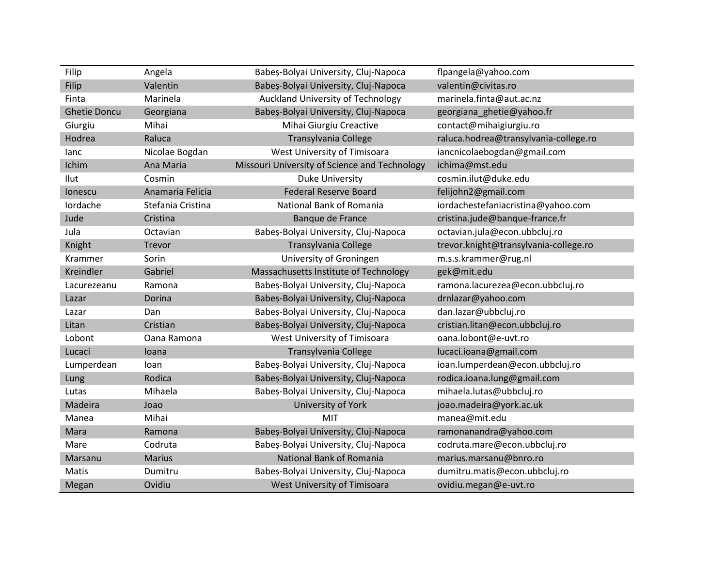| | | | |
|---|---|---|---|
| Filip | Angela | Babeș-Bolyai University, Cluj-Napoca | flpangela@yahoo.com |
| Filip | Valentin | Babeș-Bolyai University, Cluj-Napoca | valentin@civitas.ro |
| Finta | Marinela | Auckland University of Technology | marinela.finta@aut.ac.nz |
| Ghetie Doncu | Georgiana | Babeș-Bolyai University, Cluj-Napoca | georgiana_ghetie@yahoo.fr |
| Giurgiu | Mihai | Mihai Giurgiu Creactive | contact@mihaigiurgiu.ro |
| Hodrea | Raluca | Transylvania College | raluca.hodrea@transylvania-college.ro |
| Ianc | Nicolae Bogdan | West University of Timisoara | iancnicolaebogdan@gmail.com |
| Ichim | Ana Maria | Missouri University of Science and Technology | ichima@mst.edu |
| Ilut | Cosmin | Duke University | cosmin.ilut@duke.edu |
| Ionescu | Anamaria Felicia | Federal Reserve Board | felijohn2@gmail.com |
| Iordache | Stefania Cristina | National Bank of Romania | iordachestefaniacristina@yahoo.com |
| Jude | Cristina | Banque de France | cristina.jude@banque-france.fr |
| Jula | Octavian | Babeș-Bolyai University, Cluj-Napoca | octavian.jula@econ.ubbcluj.ro |
| Knight | Trevor | Transylvania College | trevor.knight@transylvania-college.ro |
| Krammer | Sorin | University of Groningen | m.s.s.krammer@rug.nl |
| Kreindler | Gabriel | Massachusetts Institute of Technology | gek@mit.edu |
| Lacurezeanu | Ramona | Babeș-Bolyai University, Cluj-Napoca | ramona.lacurezea@econ.ubbcluj.ro |
| Lazar | Dorina | Babeș-Bolyai University, Cluj-Napoca | drnlazar@yahoo.com |
| Lazar | Dan | Babeș-Bolyai University, Cluj-Napoca | dan.lazar@ubbcluj.ro |
| Litan | Cristian | Babeș-Bolyai University, Cluj-Napoca | cristian.litan@econ.ubbcluj.ro |
| Lobont | Oana Ramona | West University of Timisoara | oana.lobont@e-uvt.ro |
| Lucaci | Ioana | Transylvania College | lucaci.ioana@gmail.com |
| Lumperdean | Ioan | Babeș-Bolyai University, Cluj-Napoca | ioan.lumperdean@econ.ubbcluj.ro |
| Lung | Rodica | Babeș-Bolyai University, Cluj-Napoca | rodica.ioana.lung@gmail.com |
| Lutas | Mihaela | Babeș-Bolyai University, Cluj-Napoca | mihaela.lutas@ubbcluj.ro |
| Madeira | Joao | University of York | joao.madeira@york.ac.uk |
| Manea | Mihai | MIT | manea@mit.edu |
| Mara | Ramona | Babeș-Bolyai University, Cluj-Napoca | ramonanandra@yahoo.com |
| Mare | Codruta | Babeș-Bolyai University, Cluj-Napoca | codruta.mare@econ.ubbcluj.ro |
| Marsanu | Marius | National Bank of Romania | marius.marsanu@bnro.ro |
| Matis | Dumitru | Babeș-Bolyai University, Cluj-Napoca | dumitru.matis@econ.ubbcluj.ro |
| Megan | Ovidiu | West University of Timisoara | ovidiu.megan@e-uvt.ro |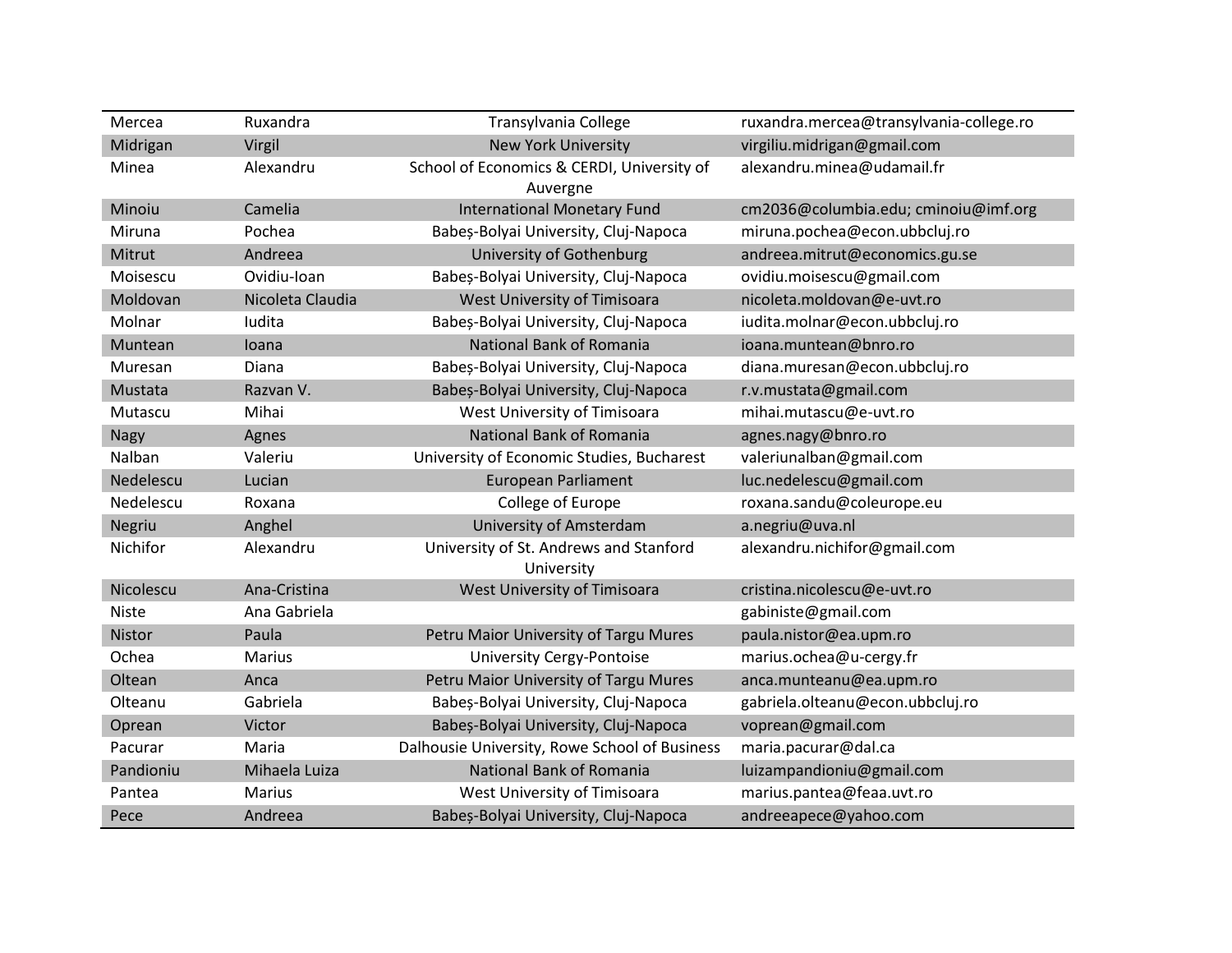| | | | |
|---|---|---|---|
| Mercea | Ruxandra | Transylvania College | ruxandra.mercea@transylvania-college.ro |
| Midrigan | Virgil | New York University | virgiliu.midrigan@gmail.com |
| Minea | Alexandru | School of Economics & CERDI, University of Auvergne | alexandru.minea@udamail.fr |
| Minoiu | Camelia | International Monetary Fund | cm2036@columbia.edu; cminoiu@imf.org |
| Miruna | Pochea | Babeș-Bolyai University, Cluj-Napoca | miruna.pochea@econ.ubbcluj.ro |
| Mitrut | Andreea | University of Gothenburg | andreea.mitrut@economics.gu.se |
| Moisescu | Ovidiu-Ioan | Babeș-Bolyai University, Cluj-Napoca | ovidiu.moisescu@gmail.com |
| Moldovan | Nicoleta Claudia | West University of Timisoara | nicoleta.moldovan@e-uvt.ro |
| Molnar | Iudita | Babeș-Bolyai University, Cluj-Napoca | iudita.molnar@econ.ubbcluj.ro |
| Muntean | Ioana | National Bank of Romania | ioana.muntean@bnro.ro |
| Muresan | Diana | Babeș-Bolyai University, Cluj-Napoca | diana.muresan@econ.ubbcluj.ro |
| Mustata | Razvan V. | Babeș-Bolyai University, Cluj-Napoca | r.v.mustata@gmail.com |
| Mutascu | Mihai | West University of Timisoara | mihai.mutascu@e-uvt.ro |
| Nagy | Agnes | National Bank of Romania | agnes.nagy@bnro.ro |
| Nalban | Valeriu | University of Economic Studies, Bucharest | valeriunalban@gmail.com |
| Nedelescu | Lucian | European Parliament | luc.nedelescu@gmail.com |
| Nedelescu | Roxana | College of Europe | roxana.sandu@coleurope.eu |
| Negriu | Anghel | University of Amsterdam | a.negriu@uva.nl |
| Nichifor | Alexandru | University of St. Andrews and Stanford University | alexandru.nichifor@gmail.com |
| Nicolescu | Ana-Cristina | West University of Timisoara | cristina.nicolescu@e-uvt.ro |
| Niste | Ana Gabriela | | gabiniste@gmail.com |
| Nistor | Paula | Petru Maior University of Targu Mures | paula.nistor@ea.upm.ro |
| Ochea | Marius | University Cergy-Pontoise | marius.ochea@u-cergy.fr |
| Oltean | Anca | Petru Maior University of Targu Mures | anca.munteanu@ea.upm.ro |
| Olteanu | Gabriela | Babeș-Bolyai University, Cluj-Napoca | gabriela.olteanu@econ.ubbcluj.ro |
| Oprean | Victor | Babeș-Bolyai University, Cluj-Napoca | voprean@gmail.com |
| Pacurar | Maria | Dalhousie University, Rowe School of Business | maria.pacurar@dal.ca |
| Pandioniu | Mihaela Luiza | National Bank of Romania | luizampandioniu@gmail.com |
| Pantea | Marius | West University of Timisoara | marius.pantea@feaa.uvt.ro |
| Pece | Andreea | Babeș-Bolyai University, Cluj-Napoca | andreeapece@yahoo.com |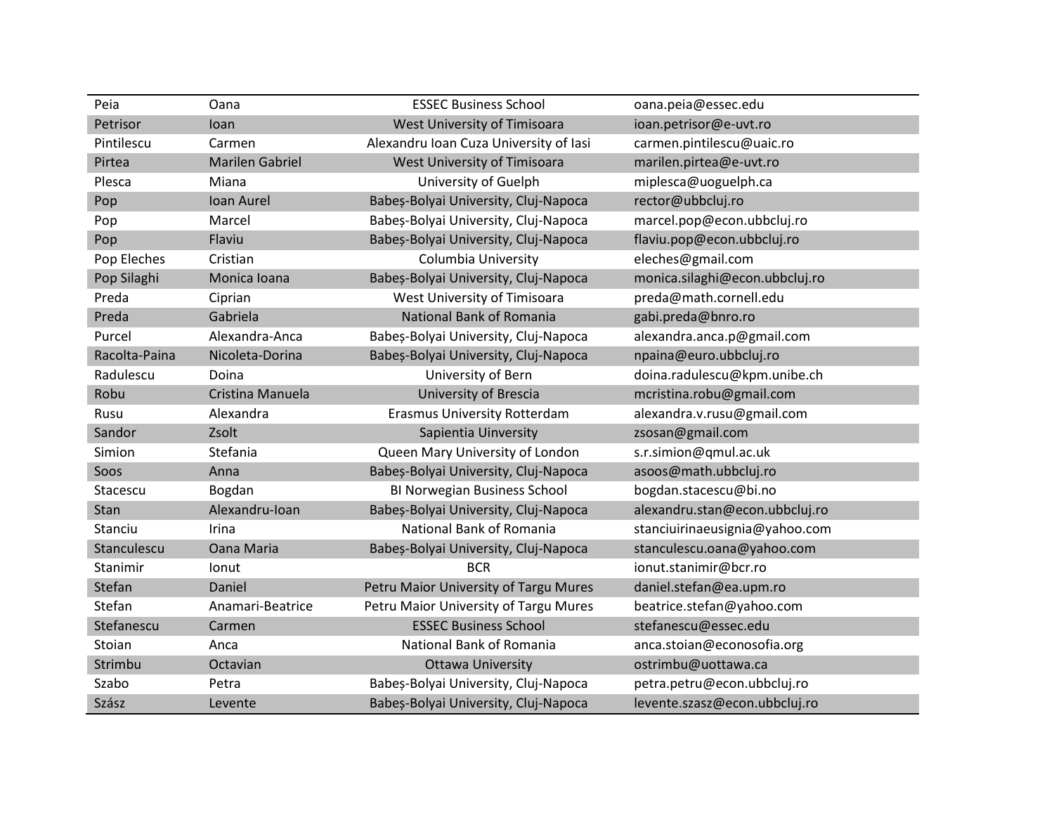| | | | |
|---|---|---|---|
| Peia | Oana | ESSEC Business School | oana.peia@essec.edu |
| Petrisor | Ioan | West University of Timisoara | ioan.petrisor@e-uvt.ro |
| Pintilescu | Carmen | Alexandru Ioan Cuza University of Iasi | carmen.pintilescu@uaic.ro |
| Pirtea | Marilen Gabriel | West University of Timisoara | marilen.pirtea@e-uvt.ro |
| Plesca | Miana | University of Guelph | miplesca@uoguelph.ca |
| Pop | Ioan Aurel | Babeș-Bolyai University, Cluj-Napoca | rector@ubbcluj.ro |
| Pop | Marcel | Babeș-Bolyai University, Cluj-Napoca | marcel.pop@econ.ubbcluj.ro |
| Pop | Flaviu | Babeș-Bolyai University, Cluj-Napoca | flaviu.pop@econ.ubbcluj.ro |
| Pop Eleches | Cristian | Columbia University | eleches@gmail.com |
| Pop Silaghi | Monica Ioana | Babeș-Bolyai University, Cluj-Napoca | monica.silaghi@econ.ubbcluj.ro |
| Preda | Ciprian | West University of Timisoara | preda@math.cornell.edu |
| Preda | Gabriela | National Bank of Romania | gabi.preda@bnro.ro |
| Purcel | Alexandra-Anca | Babeș-Bolyai University, Cluj-Napoca | alexandra.anca.p@gmail.com |
| Racolta-Paina | Nicoleta-Dorina | Babeș-Bolyai University, Cluj-Napoca | npaina@euro.ubbcluj.ro |
| Radulescu | Doina | University of Bern | doina.radulescu@kpm.unibe.ch |
| Robu | Cristina Manuela | University of Brescia | mcristina.robu@gmail.com |
| Rusu | Alexandra | Erasmus University Rotterdam | alexandra.v.rusu@gmail.com |
| Sandor | Zsolt | Sapientia Uinversity | zsosan@gmail.com |
| Simion | Stefania | Queen Mary University of London | s.r.simion@qmul.ac.uk |
| Soos | Anna | Babeș-Bolyai University, Cluj-Napoca | asoos@math.ubbcluj.ro |
| Stacescu | Bogdan | BI Norwegian Business School | bogdan.stacescu@bi.no |
| Stan | Alexandru-Ioan | Babeș-Bolyai University, Cluj-Napoca | alexandru.stan@econ.ubbcluj.ro |
| Stanciu | Irina | National Bank of Romania | stanciuirinaeusignia@yahoo.com |
| Stanculescu | Oana Maria | Babeș-Bolyai University, Cluj-Napoca | stanculescu.oana@yahoo.com |
| Stanimir | Ionut | BCR | ionut.stanimir@bcr.ro |
| Stefan | Daniel | Petru Maior University of Targu Mures | daniel.stefan@ea.upm.ro |
| Stefan | Anamari-Beatrice | Petru Maior University of Targu Mures | beatrice.stefan@yahoo.com |
| Stefanescu | Carmen | ESSEC Business School | stefanescu@essec.edu |
| Stoian | Anca | National Bank of Romania | anca.stoian@econosofia.org |
| Strimbu | Octavian | Ottawa University | ostrimbu@uottawa.ca |
| Szabo | Petra | Babeș-Bolyai University, Cluj-Napoca | petra.petru@econ.ubbcluj.ro |
| Szász | Levente | Babeș-Bolyai University, Cluj-Napoca | levente.szasz@econ.ubbcluj.ro |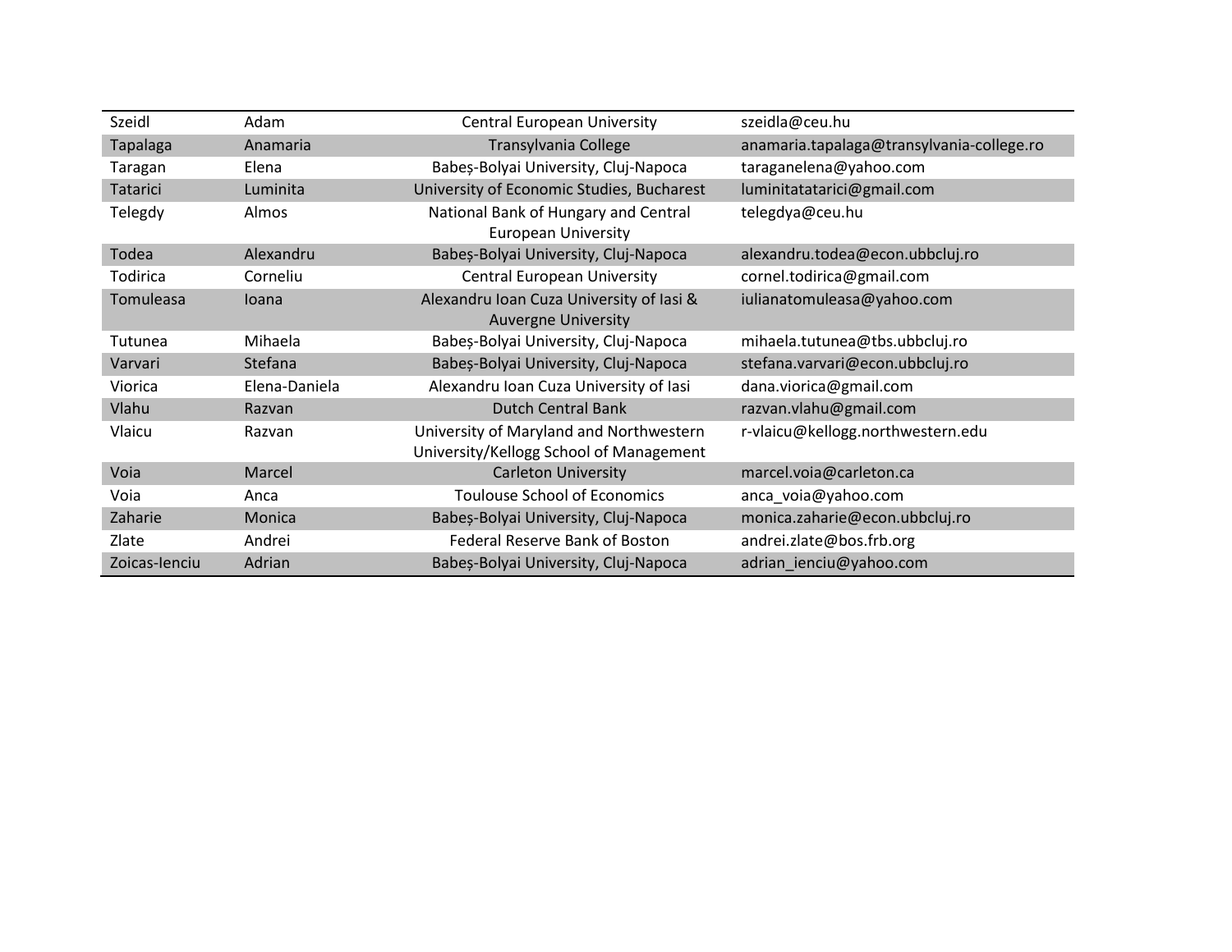| | | | |
|---|---|---|---|
| Szeidl | Adam | Central European University | szeidla@ceu.hu |
| Tapalaga | Anamaria | Transylvania College | anamaria.tapalaga@transylvania-college.ro |
| Taragan | Elena | Babeș-Bolyai University, Cluj-Napoca | taraganelena@yahoo.com |
| Tatarici | Luminita | University of Economic Studies, Bucharest | luminitatatarici@gmail.com |
| Telegdy | Almos | National Bank of Hungary and Central European University | telegdya@ceu.hu |
| Todea | Alexandru | Babeș-Bolyai University, Cluj-Napoca | alexandru.todea@econ.ubbcluj.ro |
| Todirica | Corneliu | Central European University | cornel.todirica@gmail.com |
| Tomuleasa | Ioana | Alexandru Ioan Cuza University of Iasi & Auvergne University | iulianatomuleasa@yahoo.com |
| Tutunea | Mihaela | Babeș-Bolyai University, Cluj-Napoca | mihaela.tutunea@tbs.ubbcluj.ro |
| Varvari | Stefana | Babeș-Bolyai University, Cluj-Napoca | stefana.varvari@econ.ubbcluj.ro |
| Viorica | Elena-Daniela | Alexandru Ioan Cuza University of Iasi | dana.viorica@gmail.com |
| Vlahu | Razvan | Dutch Central Bank | razvan.vlahu@gmail.com |
| Vlaicu | Razvan | University of Maryland and Northwestern University/Kellogg School of Management | r-vlaicu@kellogg.northwestern.edu |
| Voia | Marcel | Carleton University | marcel.voia@carleton.ca |
| Voia | Anca | Toulouse School of Economics | anca_voia@yahoo.com |
| Zaharie | Monica | Babeș-Bolyai University, Cluj-Napoca | monica.zaharie@econ.ubbcluj.ro |
| Zlate | Andrei | Federal Reserve Bank of Boston | andrei.zlate@bos.frb.org |
| Zoicas-Ienciu | Adrian | Babeș-Bolyai University, Cluj-Napoca | adrian_ienciu@yahoo.com |